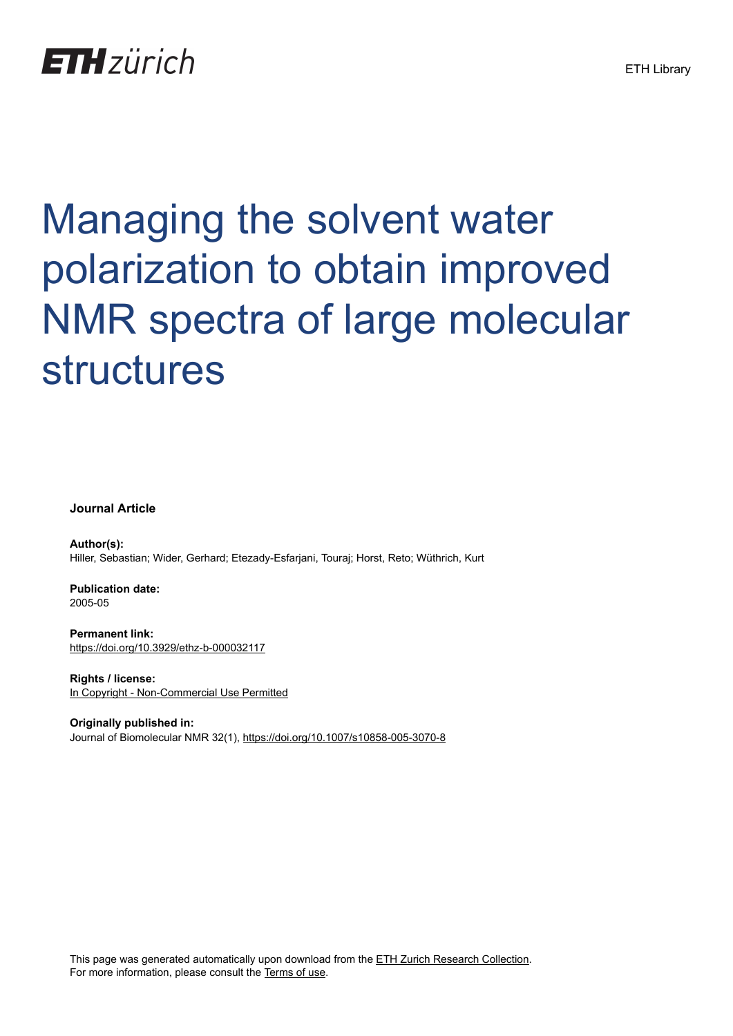ETH zürich

ETH Library

# Managing the solvent water polarization to obtain improved NMR spectra of large molecular structures

**Journal Article**

**Author(s):**
Hiller, Sebastian; Wider, Gerhard; Etezady-Esfarjani, Touraj; Horst, Reto; Wüthrich, Kurt

**Publication date:**
2005-05

**Permanent link:**
https://doi.org/10.3929/ethz-b-000032117

**Rights / license:**
In Copyright - Non-Commercial Use Permitted

**Originally published in:**
Journal of Biomolecular NMR 32(1), https://doi.org/10.1007/s10858-005-3070-8

This page was generated automatically upon download from the ETH Zurich Research Collection.
For more information, please consult the Terms of use.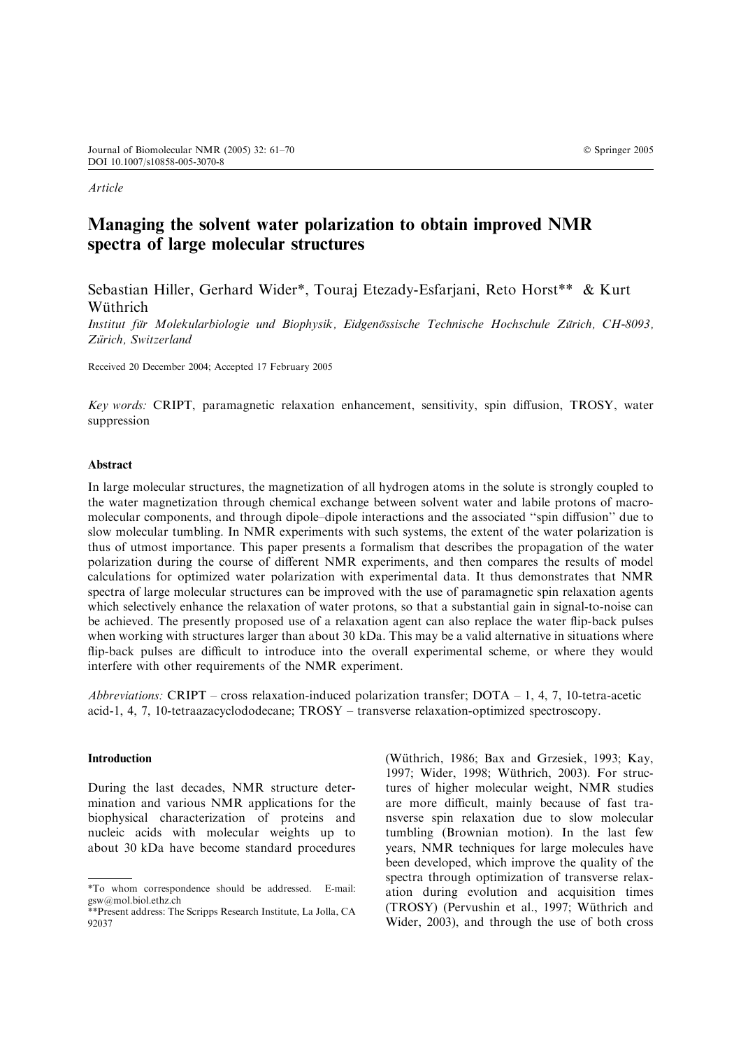*Article*

# Managing the solvent water polarization to obtain improved NMR spectra of large molecular structures

Sebastian Hiller, Gerhard Wider*, Touraj Etezady-Esfarjani, Reto Horst** & Kurt Wüthrich

*Institut für Molekularbiologie und Biophysik, Eidgenössische Technische Hochschule Zürich, CH-8093, Zürich, Switzerland*

Received 20 December 2004; Accepted 17 February 2005

*Key words:* CRIPT, paramagnetic relaxation enhancement, sensitivity, spin diffusion, TROSY, water suppression

## Abstract

In large molecular structures, the magnetization of all hydrogen atoms in the solute is strongly coupled to the water magnetization through chemical exchange between solvent water and labile protons of macromolecular components, and through dipole–dipole interactions and the associated "spin diffusion" due to slow molecular tumbling. In NMR experiments with such systems, the extent of the water polarization is thus of utmost importance. This paper presents a formalism that describes the propagation of the water polarization during the course of different NMR experiments, and then compares the results of model calculations for optimized water polarization with experimental data. It thus demonstrates that NMR spectra of large molecular structures can be improved with the use of paramagnetic spin relaxation agents which selectively enhance the relaxation of water protons, so that a substantial gain in signal-to-noise can be achieved. The presently proposed use of a relaxation agent can also replace the water flip-back pulses when working with structures larger than about 30 kDa. This may be a valid alternative in situations where flip-back pulses are difficult to introduce into the overall experimental scheme, or where they would interfere with other requirements of the NMR experiment.

*Abbreviations:* CRIPT – cross relaxation-induced polarization transfer; DOTA – 1, 4, 7, 10-tetra-acetic acid-1, 4, 7, 10-tetraazacyclododecane; TROSY – transverse relaxation-optimized spectroscopy.

## Introduction

During the last decades, NMR structure determination and various NMR applications for the biophysical characterization of proteins and nucleic acids with molecular weights up to about 30 kDa have become standard procedures (Wüthrich, 1986; Bax and Grzesiek, 1993; Kay, 1997; Wider, 1998; Wüthrich, 2003). For structures of higher molecular weight, NMR studies are more difficult, mainly because of fast transverse spin relaxation due to slow molecular tumbling (Brownian motion). In the last few years, NMR techniques for large molecules have been developed, which improve the quality of the spectra through optimization of transverse relaxation during evolution and acquisition times (TROSY) (Pervushin et al., 1997; Wüthrich and Wider, 2003), and through the use of both cross

*To whom correspondence should be addressed. E-mail: gsw@mol.biol.ethz.ch

**Present address: The Scripps Research Institute, La Jolla, CA 92037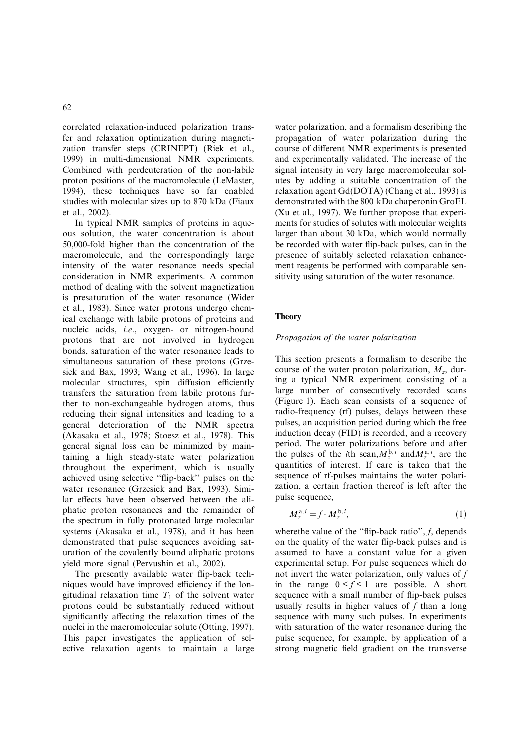correlated relaxation-induced polarization transfer and relaxation optimization during magnetization transfer steps (CRINEPT) (Riek et al., 1999) in multi-dimensional NMR experiments. Combined with perdeuteration of the non-labile proton positions of the macromolecule (LeMaster, 1994), these techniques have so far enabled studies with molecular sizes up to 870 kDa (Fiaux et al., 2002).

In typical NMR samples of proteins in aqueous solution, the water concentration is about 50,000-fold higher than the concentration of the macromolecule, and the correspondingly large intensity of the water resonance needs special consideration in NMR experiments. A common method of dealing with the solvent magnetization is presaturation of the water resonance (Wider et al., 1983). Since water protons undergo chemical exchange with labile protons of proteins and nucleic acids, *i.e*., oxygen- or nitrogen-bound protons that are not involved in hydrogen bonds, saturation of the water resonance leads to simultaneous saturation of these protons (Grzesiek and Bax, 1993; Wang et al., 1996). In large molecular structures, spin diffusion efficiently transfers the saturation from labile protons further to non-exchangeable hydrogen atoms, thus reducing their signal intensities and leading to a general deterioration of the NMR spectra (Akasaka et al., 1978; Stoesz et al., 1978). This general signal loss can be minimized by maintaining a high steady-state water polarization throughout the experiment, which is usually achieved using selective ''flip-back'' pulses on the water resonance (Grzesiek and Bax, 1993). Similar effects have been observed between the aliphatic proton resonances and the remainder of the spectrum in fully protonated large molecular systems (Akasaka et al., 1978), and it has been demonstrated that pulse sequences avoiding saturation of the covalently bound aliphatic protons yield more signal (Pervushin et al., 2002).

The presently available water flip-back techniques would have improved efficiency if the longitudinal relaxation time $T_1$ of the solvent water protons could be substantially reduced without significantly affecting the relaxation times of the nuclei in the macromolecular solute (Otting, 1997). This paper investigates the application of selective relaxation agents to maintain a large water polarization, and a formalism describing the propagation of water polarization during the course of different NMR experiments is presented and experimentally validated. The increase of the signal intensity in very large macromolecular solutes by adding a suitable concentration of the relaxation agent Gd(DOTA) (Chang et al., 1993) is demonstrated with the 800 kDa chaperonin GroEL (Xu et al., 1997). We further propose that experiments for studies of solutes with molecular weights larger than about 30 kDa, which would normally be recorded with water flip-back pulses, can in the presence of suitably selected relaxation enhancement reagents be performed with comparable sensitivity using saturation of the water resonance.

## Theory

### *Propagation of the water polarization*

This section presents a formalism to describe the course of the water proton polarization, $M_z$, during a typical NMR experiment consisting of a large number of consecutively recorded scans (Figure 1). Each scan consists of a sequence of radio-frequency (rf) pulses, delays between these pulses, an acquisition period during which the free induction decay (FID) is recorded, and a recovery period. The water polarizations before and after the pulses of the $i$th scan, $M_z^{b,i}$ and $M_z^{a,i}$, are the quantities of interest. If care is taken that the sequence of rf-pulses maintains the water polarization, a certain fraction thereof is left after the pulse sequence,

$$M_z^{a,i} = f \cdot M_z^{b,i}, \tag{1}$$

wherethe value of the ''flip-back ratio'', $f$, depends on the quality of the water flip-back pulses and is assumed to have a constant value for a given experimental setup. For pulse sequences which do not invert the water polarization, only values of $f$ in the range $0 \leq f \leq 1$ are possible. A short sequence with a small number of flip-back pulses usually results in higher values of $f$ than a long sequence with many such pulses. In experiments with saturation of the water resonance during the pulse sequence, for example, by application of a strong magnetic field gradient on the transverse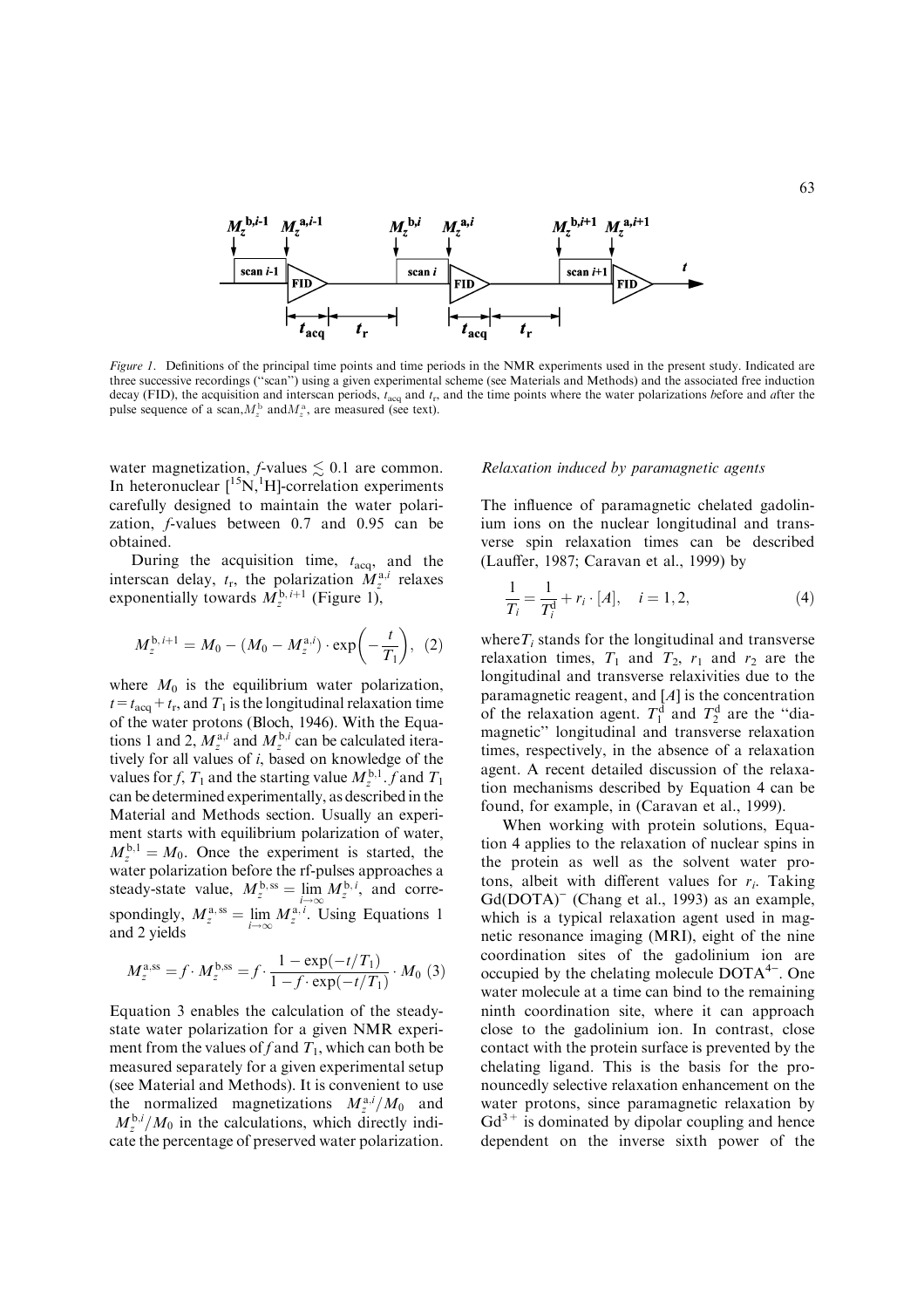*Figure 1.* Definitions of the principal time points and time periods in the NMR experiments used in the present study. Indicated are three successive recordings ("scan") using a given experimental scheme (see Materials and Methods) and the associated free induction decay (FID), the acquisition and interscan periods, $t_{acq}$ and $t_r$, and the time points where the water polarizations *b*efore and *a*fter the pulse sequence of a scan, $M_z^b$ and $M_z^a$, are measured (see text).

water magnetization, *f*-values $\lesssim 0.1$ are common. In heteronuclear [$^{15}$N,$^{1}$H]-correlation experiments carefully designed to maintain the water polarization, *f*-values between 0.7 and 0.95 can be obtained.

During the acquisition time, $t_{acq}$, and the interscan delay, $t_r$, the polarization $M_z^{a,i}$ relaxes exponentially towards $M_z^{b,i+1}$ (Figure 1),

$$M_z^{b,i+1} = M_0 - (M_0 - M_z^{a,i}) \cdot \exp\left(-\frac{t}{T_1}\right), \quad (2)$$

where $M_0$ is the equilibrium water polarization, $t = t_{acq} + t_r$, and $T_1$ is the longitudinal relaxation time of the water protons (Bloch, 1946). With the Equations 1 and 2, $M_z^{a,i}$ and $M_z^{b,i}$ can be calculated iteratively for all values of *i*, based on knowledge of the values for *f*, $T_1$ and the starting value $M_z^{b,1}$. *f* and $T_1$ can be determined experimentally, as described in the Material and Methods section. Usually an experiment starts with equilibrium polarization of water, $M_z^{b,1} = M_0$. Once the experiment is started, the water polarization before the rf-pulses approaches a steady-state value, $M_z^{b,ss} = \lim_{i\to\infty} M_z^{b,i}$, and correspondingly, $M_z^{a,ss} = \lim_{i\to\infty} M_z^{a,i}$. Using Equations 1 and 2 yields

$$M_z^{a,ss} = f \cdot M_z^{b,ss} = f \cdot \frac{1 - \exp(-t/T_1)}{1 - f \cdot \exp(-t/T_1)} \cdot M_0 \quad (3)$$

Equation 3 enables the calculation of the steady-state water polarization for a given NMR experiment from the values of *f* and $T_1$, which can both be measured separately for a given experimental setup (see Material and Methods). It is convenient to use the normalized magnetizations $M_z^{a,i}/M_0$ and $M_z^{b,i}/M_0$ in the calculations, which directly indicate the percentage of preserved water polarization.

### *Relaxation induced by paramagnetic agents*

The influence of paramagnetic chelated gadolinium ions on the nuclear longitudinal and transverse spin relaxation times can be described (Lauffer, 1987; Caravan et al., 1999) by

$$\frac{1}{T_i} = \frac{1}{T_i^d} + r_i \cdot [A], \quad i = 1, 2, \quad (4)$$

where $T_i$ stands for the longitudinal and transverse relaxation times, $T_1$ and $T_2$, $r_1$ and $r_2$ are the longitudinal and transverse relaxivities due to the paramagnetic reagent, and $[A]$ is the concentration of the relaxation agent. $T_1^d$ and $T_2^d$ are the "diamagnetic" longitudinal and transverse relaxation times, respectively, in the absence of a relaxation agent. A recent detailed discussion of the relaxation mechanisms described by Equation 4 can be found, for example, in (Caravan et al., 1999).

When working with protein solutions, Equation 4 applies to the relaxation of nuclear spins in the protein as well as the solvent water protons, albeit with different values for $r_i$. Taking $Gd(DOTA)^-$ (Chang et al., 1993) as an example, which is a typical relaxation agent used in magnetic resonance imaging (MRI), eight of the nine coordination sites of the gadolinium ion are occupied by the chelating molecule $DOTA^{4-}$. One water molecule at a time can bind to the remaining ninth coordination site, where it can approach close to the gadolinium ion. In contrast, close contact with the protein surface is prevented by the chelating ligand. This is the basis for the pronouncedly selective relaxation enhancement on the water protons, since paramagnetic relaxation by $Gd^{3+}$ is dominated by dipolar coupling and hence dependent on the inverse sixth power of the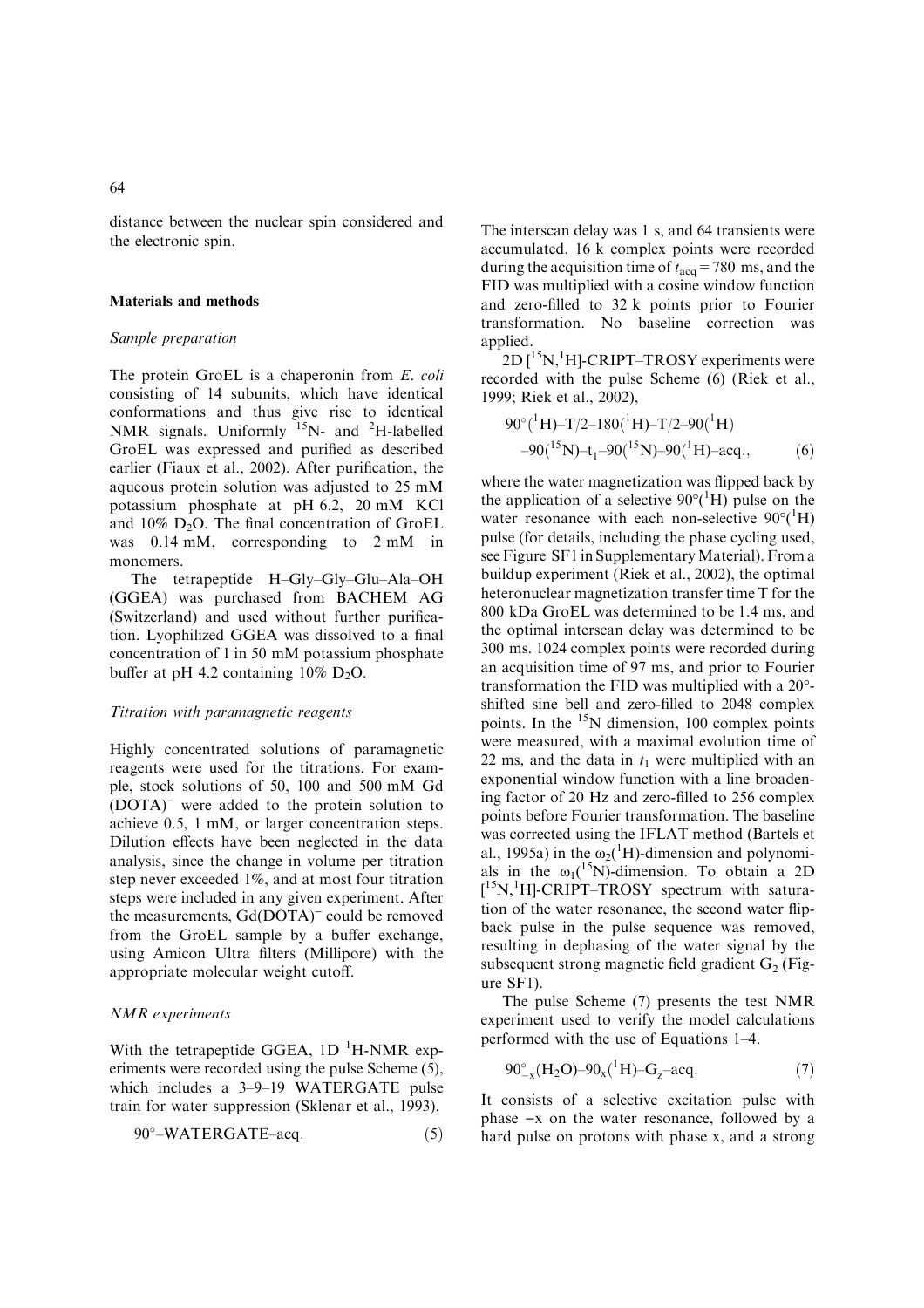distance between the nuclear spin considered and the electronic spin.

## Materials and methods

### Sample preparation

The protein GroEL is a chaperonin from *E. coli* consisting of 14 subunits, which have identical conformations and thus give rise to identical NMR signals. Uniformly $^{15}$N- and $^{2}$H-labelled GroEL was expressed and purified as described earlier (Fiaux et al., 2002). After purification, the aqueous protein solution was adjusted to 25 mM potassium phosphate at pH 6.2, 20 mM KCl and 10% $D_2O$. The final concentration of GroEL was 0.14 mM, corresponding to 2 mM in monomers.

The tetrapeptide H–Gly–Gly–Glu–Ala–OH (GGEA) was purchased from BACHEM AG (Switzerland) and used without further purification. Lyophilized GGEA was dissolved to a final concentration of 1 in 50 mM potassium phosphate buffer at pH 4.2 containing 10% $D_2O$.

### Titration with paramagnetic reagents

Highly concentrated solutions of paramagnetic reagents were used for the titrations. For example, stock solutions of 50, 100 and 500 mM Gd $(DOTA)^-$ were added to the protein solution to achieve 0.5, 1 mM, or larger concentration steps. Dilution effects have been neglected in the data analysis, since the change in volume per titration step never exceeded 1%, and at most four titration steps were included in any given experiment. After the measurements, $Gd(DOTA)^-$ could be removed from the GroEL sample by a buffer exchange, using Amicon Ultra filters (Millipore) with the appropriate molecular weight cutoff.

### NMR experiments

With the tetrapeptide GGEA, 1D $^{1}$H-NMR experiments were recorded using the pulse Scheme (5), which includes a 3–9–19 WATERGATE pulse train for water suppression (Sklenar et al., 1993).

$$90^\circ\text{–WATERGATE–acq.} \tag{5}$$

The interscan delay was 1 s, and 64 transients were accumulated. 16 k complex points were recorded during the acquisition time of $t_{acq} = 780$ ms, and the FID was multiplied with a cosine window function and zero-filled to 32 k points prior to Fourier transformation. No baseline correction was applied.

2D [$^{15}$N,$^{1}$H]-CRIPT–TROSY experiments were recorded with the pulse Scheme (6) (Riek et al., 1999; Riek et al., 2002),

$$\begin{aligned}&90^\circ(^{1}\text{H})\text{–}T/2\text{–}180(^{1}\text{H})\text{–}T/2\text{–}90(^{1}\text{H})\\&\text{–}90(^{15}\text{N})\text{–}t_1\text{–}90(^{15}\text{N})\text{–}90(^{1}\text{H})\text{–acq.,}\end{aligned} \tag{6}$$

where the water magnetization was flipped back by the application of a selective $90^\circ(^{1}\text{H})$ pulse on the water resonance with each non-selective $90^\circ(^{1}\text{H})$ pulse (for details, including the phase cycling used, see Figure SF1 in Supplementary Material). From a buildup experiment (Riek et al., 2002), the optimal heteronuclear magnetization transfer time T for the 800 kDa GroEL was determined to be 1.4 ms, and the optimal interscan delay was determined to be 300 ms. 1024 complex points were recorded during an acquisition time of 97 ms, and prior to Fourier transformation the FID was multiplied with a 20°-shifted sine bell and zero-filled to 2048 complex points. In the $^{15}$N dimension, 100 complex points were measured, with a maximal evolution time of 22 ms, and the data in $t_1$ were multiplied with an exponential window function with a line broadening factor of 20 Hz and zero-filled to 256 complex points before Fourier transformation. The baseline was corrected using the IFLAT method (Bartels et al., 1995a) in the $\omega_2(^{1}\text{H})$-dimension and polynomials in the $\omega_1(^{15}\text{N})$-dimension. To obtain a 2D [$^{15}$N,$^{1}$H]-CRIPT–TROSY spectrum with saturation of the water resonance, the second water flip-back pulse in the pulse sequence was removed, resulting in dephasing of the water signal by the subsequent strong magnetic field gradient $G_2$ (Figure SF1).

The pulse Scheme (7) presents the test NMR experiment used to verify the model calculations performed with the use of Equations 1–4.

$$90^\circ_{-x}(H_2O)\text{–}90_x(^{1}\text{H})\text{–}G_z\text{–acq.} \tag{7}$$

It consists of a selective excitation pulse with phase −x on the water resonance, followed by a hard pulse on protons with phase x, and a strong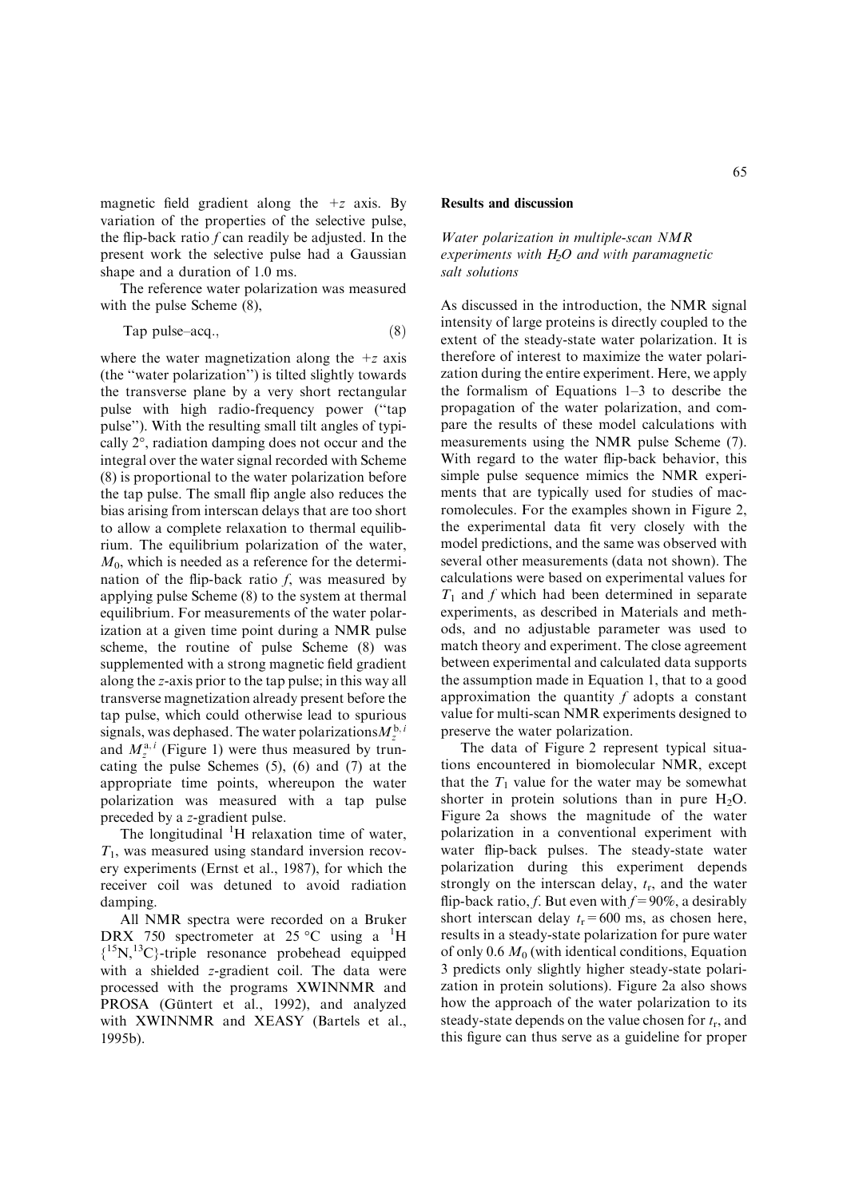magnetic field gradient along the $+z$ axis. By variation of the properties of the selective pulse, the flip-back ratio $f$ can readily be adjusted. In the present work the selective pulse had a Gaussian shape and a duration of 1.0 ms.

The reference water polarization was measured with the pulse Scheme (8),

$$\text{Tap pulse–acq.,} \tag{8}$$

where the water magnetization along the $+z$ axis (the ''water polarization'') is tilted slightly towards the transverse plane by a very short rectangular pulse with high radio-frequency power (''tap pulse''). With the resulting small tilt angles of typically 2°, radiation damping does not occur and the integral over the water signal recorded with Scheme (8) is proportional to the water polarization before the tap pulse. The small flip angle also reduces the bias arising from interscan delays that are too short to allow a complete relaxation to thermal equilibrium. The equilibrium polarization of the water, $M_0$, which is needed as a reference for the determination of the flip-back ratio $f$, was measured by applying pulse Scheme (8) to the system at thermal equilibrium. For measurements of the water polarization at a given time point during a NMR pulse scheme, the routine of pulse Scheme (8) was supplemented with a strong magnetic field gradient along the $z$-axis prior to the tap pulse; in this way all transverse magnetization already present before the tap pulse, which could otherwise lead to spurious signals, was dephased. The water polarizations $M_z^{b,i}$ and $M_z^{a,i}$ (Figure 1) were thus measured by truncating the pulse Schemes (5), (6) and (7) at the appropriate time points, whereupon the water polarization was measured with a tap pulse preceded by a $z$-gradient pulse.

The longitudinal $^1$H relaxation time of water, $T_1$, was measured using standard inversion recovery experiments (Ernst et al., 1987), for which the receiver coil was detuned to avoid radiation damping.

All NMR spectra were recorded on a Bruker DRX 750 spectrometer at 25 °C using a $^1$H $\{^{15}N,^{13}C\}$-triple resonance probehead equipped with a shielded $z$-gradient coil. The data were processed with the programs XWINNMR and PROSA (Güntert et al., 1992), and analyzed with XWINNMR and XEASY (Bartels et al., 1995b).

## Results and discussion

### *Water polarization in multiple-scan NMR experiments with $H_2O$ and with paramagnetic salt solutions*

As discussed in the introduction, the NMR signal intensity of large proteins is directly coupled to the extent of the steady-state water polarization. It is therefore of interest to maximize the water polarization during the entire experiment. Here, we apply the formalism of Equations 1–3 to describe the propagation of the water polarization, and compare the results of these model calculations with measurements using the NMR pulse Scheme (7). With regard to the water flip-back behavior, this simple pulse sequence mimics the NMR experiments that are typically used for studies of macromolecules. For the examples shown in Figure 2, the experimental data fit very closely with the model predictions, and the same was observed with several other measurements (data not shown). The calculations were based on experimental values for $T_1$ and $f$ which had been determined in separate experiments, as described in Materials and methods, and no adjustable parameter was used to match theory and experiment. The close agreement between experimental and calculated data supports the assumption made in Equation 1, that to a good approximation the quantity $f$ adopts a constant value for multi-scan NMR experiments designed to preserve the water polarization.

The data of Figure 2 represent typical situations encountered in biomolecular NMR, except that the $T_1$ value for the water may be somewhat shorter in protein solutions than in pure $H_2O$. Figure 2a shows the magnitude of the water polarization in a conventional experiment with water flip-back pulses. The steady-state water polarization during this experiment depends strongly on the interscan delay, $t_r$, and the water flip-back ratio, $f$. But even with $f = 90\%$, a desirably short interscan delay $t_r = 600$ ms, as chosen here, results in a steady-state polarization for pure water of only 0.6 $M_0$ (with identical conditions, Equation 3 predicts only slightly higher steady-state polarization in protein solutions). Figure 2a also shows how the approach of the water polarization to its steady-state depends on the value chosen for $t_r$, and this figure can thus serve as a guideline for proper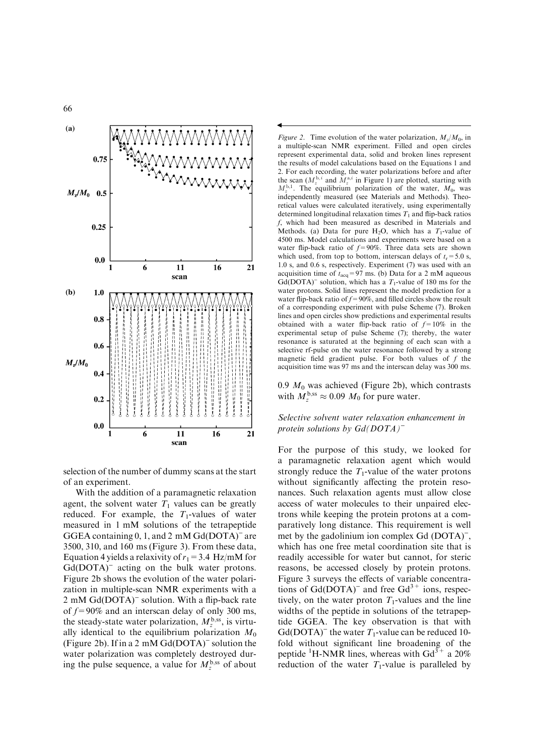*Figure 2.* Time evolution of the water polarization, $M_z/M_0$, in a multiple-scan NMR experiment. Filled and open circles represent experimental data, solid and broken lines represent the results of model calculations based on the Equations 1 and 2. For each recording, the water polarizations before and after the scan ($M_z^{b,i}$ and $M_z^{a,i}$ in Figure 1) are plotted, starting with $M_z^{b,1}$. The equilibrium polarization of the water, $M_0$, was independently measured (see Materials and Methods). Theoretical values were calculated iteratively, using experimentally determined longitudinal relaxation times $T_1$ and flip-back ratios $f$, which had been measured as described in Materials and Methods. (a) Data for pure $H_2O$, which has a $T_1$-value of 4500 ms. Model calculations and experiments were based on a water flip-back ratio of $f = 90\%$. Three data sets are shown which used, from top to bottom, interscan delays of $t_r = 5.0$ s, 1.0 s, and 0.6 s, respectively. Experiment (7) was used with an acquisition time of $t_{acq} = 97$ ms. (b) Data for a 2 mM aqueous $Gd(DOTA)^-$ solution, which has a $T_1$-value of 180 ms for the water protons. Solid lines represent the model prediction for a water flip-back ratio of $f = 90\%$, and filled circles show the result of a corresponding experiment with pulse Scheme (7). Broken lines and open circles show predictions and experimental results obtained with a water flip-back ratio of $f = 10\%$ in the experimental setup of pulse Scheme (7); thereby, the water resonance is saturated at the beginning of each scan with a selective rf-pulse on the water resonance followed by a strong magnetic field gradient pulse. For both values of $f$ the acquisition time was 97 ms and the interscan delay was 300 ms.

selection of the number of dummy scans at the start of an experiment.

With the addition of a paramagnetic relaxation agent, the solvent water $T_1$ values can be greatly reduced. For example, the $T_1$-values of water measured in 1 mM solutions of the tetrapeptide GGEA containing 0, 1, and 2 mM $Gd(DOTA)^-$ are 3500, 310, and 160 ms (Figure 3). From these data, Equation 4 yields a relaxivity of $r_1 = 3.4$ Hz/mM for $Gd(DOTA)^-$ acting on the bulk water protons. Figure 2b shows the evolution of the water polarization in multiple-scan NMR experiments with a 2 mM $Gd(DOTA)^-$ solution. With a flip-back rate of $f = 90\%$ and an interscan delay of only 300 ms, the steady-state water polarization, $M_z^{b,ss}$, is virtually identical to the equilibrium polarization $M_0$ (Figure 2b). If in a 2 mM $Gd(DOTA)^-$ solution the water polarization was completely destroyed during the pulse sequence, a value for $M_z^{b,ss}$ of about 0.9 $M_0$ was achieved (Figure 2b), which contrasts with $M_z^{b,ss} \approx 0.09$ $M_0$ for pure water.

### *Selective solvent water relaxation enhancement in protein solutions by $Gd(DOTA)^-$*

For the purpose of this study, we looked for a paramagnetic relaxation agent which would strongly reduce the $T_1$-value of the water protons without significantly affecting the protein resonances. Such relaxation agents must allow close access of water molecules to their unpaired electrons while keeping the protein protons at a comparatively long distance. This requirement is well met by the gadolinium ion complex Gd $(DOTA)^-$, which has one free metal coordination site that is readily accessible for water but cannot, for steric reasons, be accessed closely by protein protons. Figure 3 surveys the effects of variable concentrations of $Gd(DOTA)^-$ and free $Gd^{3+}$ ions, respectively, on the water proton $T_1$-values and the line widths of the peptide in solutions of the tetrapeptide GGEA. The key observation is that with $Gd(DOTA)^-$ the water $T_1$-value can be reduced 10-fold without significant line broadening of the peptide $^1$H-NMR lines, whereas with $Gd^{3+}$ a 20% reduction of the water $T_1$-value is paralleled by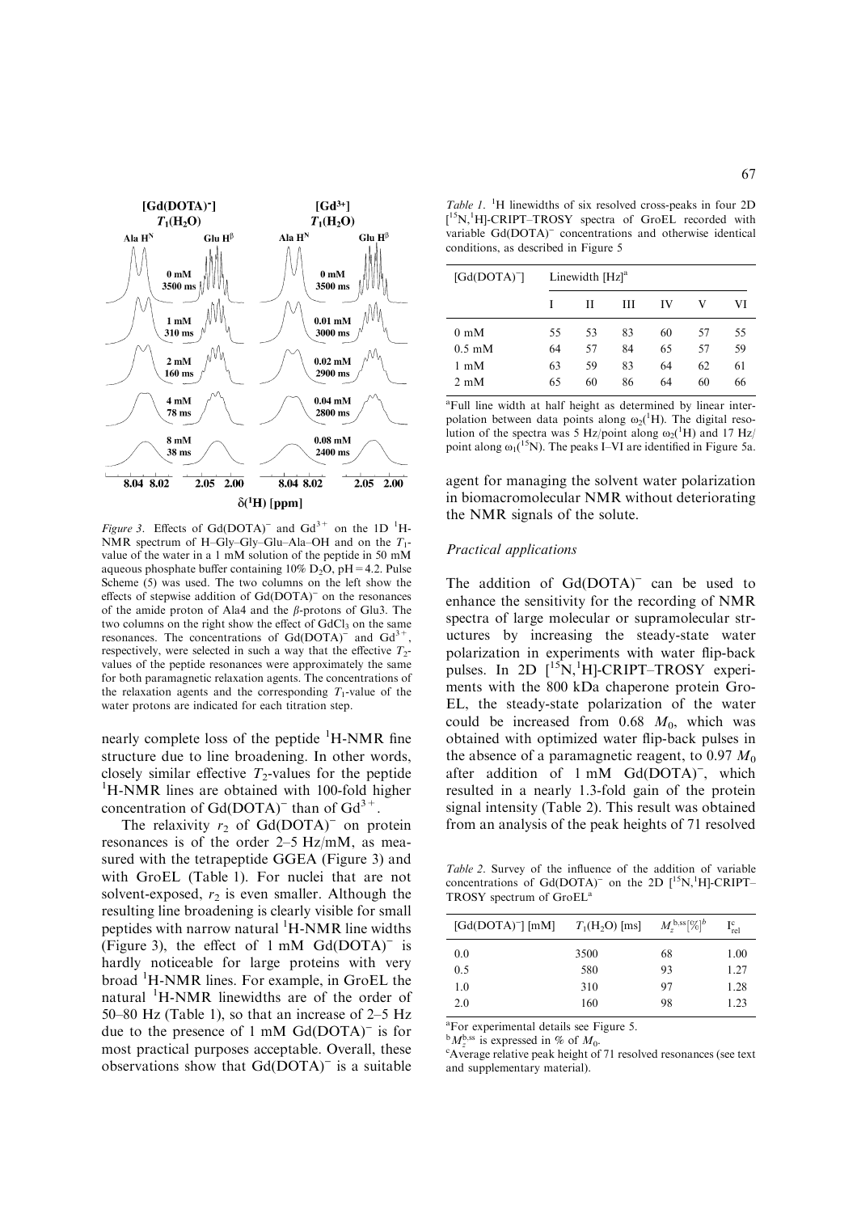Figure 3. Effects of $Gd(DOTA)^-$ and $Gd^{3+}$ on the 1D $^1$H-NMR spectrum of H–Gly–Gly–Glu–Ala–OH and on the $T_1$-value of the water in a 1 mM solution of the peptide in 50 mM aqueous phosphate buffer containing 10% $D_2O$, pH = 4.2. Pulse Scheme (5) was used. The two columns on the left show the effects of stepwise addition of $Gd(DOTA)^-$ on the resonances of the amide proton of Ala4 and the $\beta$-protons of Glu3. The two columns on the right show the effect of $GdCl_3$ on the same resonances. The concentrations of $Gd(DOTA)^-$ and $Gd^{3+}$, respectively, were selected in such a way that the effective $T_2$-values of the peptide resonances were approximately the same for both paramagnetic relaxation agents. The concentrations of the relaxation agents and the corresponding $T_1$-value of the water protons are indicated for each titration step.

nearly complete loss of the peptide $^1$H-NMR fine structure due to line broadening. In other words, closely similar effective $T_2$-values for the peptide $^1$H-NMR lines are obtained with 100-fold higher concentration of $Gd(DOTA)^-$ than of $Gd^{3+}$.

The relaxivity $r_2$ of $Gd(DOTA)^-$ on protein resonances is of the order 2–5 Hz/mM, as measured with the tetrapeptide GGEA (Figure 3) and with GroEL (Table 1). For nuclei that are not solvent-exposed, $r_2$ is even smaller. Although the resulting line broadening is clearly visible for small peptides with narrow natural $^1$H-NMR line widths (Figure 3), the effect of 1 mM $Gd(DOTA)^-$ is hardly noticeable for large proteins with very broad $^1$H-NMR lines. For example, in GroEL the natural $^1$H-NMR linewidths are of the order of 50–80 Hz (Table 1), so that an increase of 2–5 Hz due to the presence of 1 mM $Gd(DOTA)^-$ is for most practical purposes acceptable. Overall, these observations show that $Gd(DOTA)^-$ is a suitable agent for managing the solvent water polarization in biomacromolecular NMR without deteriorating the NMR signals of the solute.

Table 1. $^1$H linewidths of six resolved cross-peaks in four 2D [$^{15}$N,$^1$H]-CRIPT–TROSY spectra of GroEL recorded with variable $Gd(DOTA)^-$ concentrations and otherwise identical conditions, as described in Figure 5

| [$Gd(DOTA)^-$] | Linewidth [Hz][a] | | | | | |
|---|---|---|---|---|---|---|
| | I | II | III | IV | V | VI |
| 0 mM | 55 | 53 | 83 | 60 | 57 | 55 |
| 0.5 mM | 64 | 57 | 84 | 65 | 57 | 59 |
| 1 mM | 63 | 59 | 83 | 64 | 62 | 61 |
| 2 mM | 65 | 60 | 86 | 64 | 60 | 66 |

[a]Full line width at half height as determined by linear interpolation between data points along $\omega_2$($^1$H). The digital resolution of the spectra was 5 Hz/point along $\omega_2$($^1$H) and 17 Hz/point along $\omega_1$($^{15}$N). The peaks I–VI are identified in Figure 5a.

### Practical applications

The addition of $Gd(DOTA)^-$ can be used to enhance the sensitivity for the recording of NMR spectra of large molecular or supramolecular structures by increasing the steady-state water polarization in experiments with water flip-back pulses. In 2D [$^{15}$N,$^1$H]-CRIPT–TROSY experiments with the 800 kDa chaperone protein GroEL, the steady-state polarization of the water could be increased from 0.68 $M_0$, which was obtained with optimized water flip-back pulses in the absence of a paramagnetic reagent, to 0.97 $M_0$ after addition of 1 mM $Gd(DOTA)^-$, which resulted in a nearly 1.3-fold gain of the protein signal intensity (Table 2). This result was obtained from an analysis of the peak heights of 71 resolved

Table 2. Survey of the influence of the addition of variable concentrations of $Gd(DOTA)^-$ on the 2D [$^{15}$N,$^1$H]-CRIPT–TROSY spectrum of GroEL[a]

| [$Gd(DOTA)^-$] [mM] | $T_1(H_2O)$ [ms] | $M_z^{b,ss}$[%][b] | $I_{rel}^{c}$ |
|---|---|---|---|
| 0.0 | 3500 | 68 | 1.00 |
| 0.5 | 580 | 93 | 1.27 |
| 1.0 | 310 | 97 | 1.28 |
| 2.0 | 160 | 98 | 1.23 |

[a]For experimental details see Figure 5.
[b]$M_z^{b,ss}$ is expressed in % of $M_0$.
[c]Average relative peak height of 71 resolved resonances (see text and supplementary material).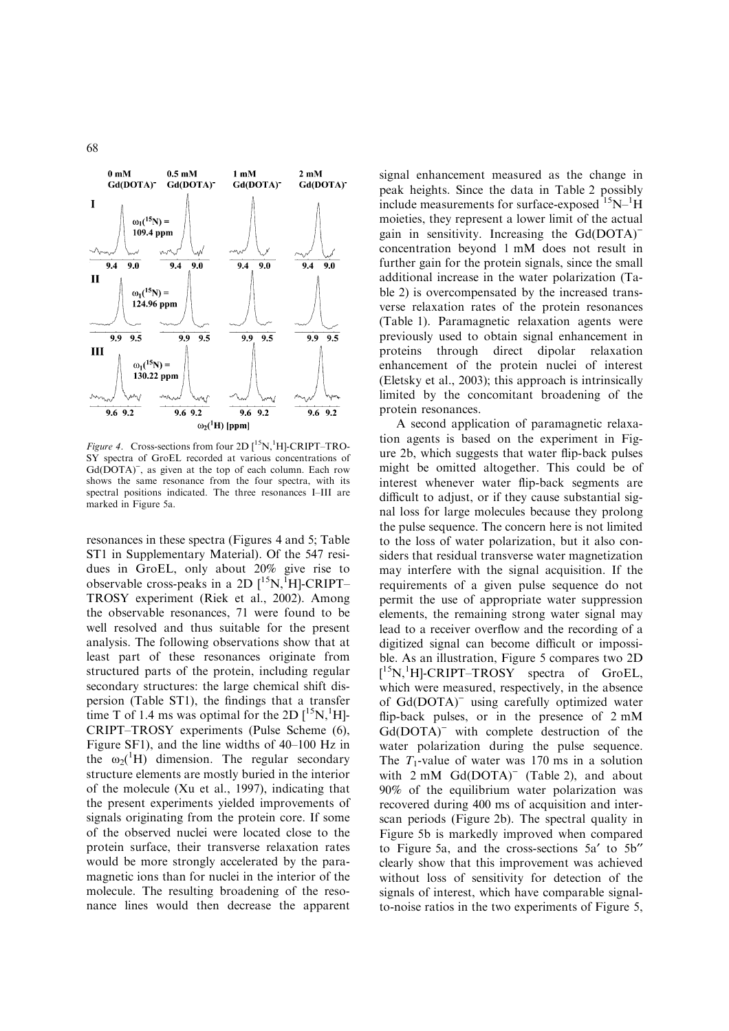*Figure 4*. Cross-sections from four 2D [$^{15}$N,$^{1}$H]-CRIPT–TROSY spectra of GroEL recorded at various concentrations of Gd(DOTA)$^{-}$, as given at the top of each column. Each row shows the same resonance from the four spectra, with its spectral positions indicated. The three resonances I–III are marked in Figure 5a.

resonances in these spectra (Figures 4 and 5; Table ST1 in Supplementary Material). Of the 547 residues in GroEL, only about 20% give rise to observable cross-peaks in a 2D [$^{15}$N,$^{1}$H]-CRIPT–TROSY experiment (Riek et al., 2002). Among the observable resonances, 71 were found to be well resolved and thus suitable for the present analysis. The following observations show that at least part of these resonances originate from structured parts of the protein, including regular secondary structures: the large chemical shift dispersion (Table ST1), the findings that a transfer time T of 1.4 ms was optimal for the 2D [$^{15}$N,$^{1}$H]-CRIPT–TROSY experiments (Pulse Scheme (6), Figure SF1), and the line widths of 40–100 Hz in the $\omega_2(^{1}$H) dimension. The regular secondary structure elements are mostly buried in the interior of the molecule (Xu et al., 1997), indicating that the present experiments yielded improvements of signals originating from the protein core. If some of the observed nuclei were located close to the protein surface, their transverse relaxation rates would be more strongly accelerated by the paramagnetic ions than for nuclei in the interior of the molecule. The resulting broadening of the resonance lines would then decrease the apparent signal enhancement measured as the change in peak heights. Since the data in Table 2 possibly include measurements for surface-exposed $^{15}$N–$^{1}$H moieties, they represent a lower limit of the actual gain in sensitivity. Increasing the Gd(DOTA)$^{-}$ concentration beyond 1 mM does not result in further gain for the protein signals, since the small additional increase in the water polarization (Table 2) is overcompensated by the increased transverse relaxation rates of the protein resonances (Table 1). Paramagnetic relaxation agents were previously used to obtain signal enhancement in proteins through direct dipolar relaxation enhancement of the protein nuclei of interest (Eletsky et al., 2003); this approach is intrinsically limited by the concomitant broadening of the protein resonances.

A second application of paramagnetic relaxation agents is based on the experiment in Figure 2b, which suggests that water flip-back pulses might be omitted altogether. This could be of interest whenever water flip-back segments are difficult to adjust, or if they cause substantial signal loss for large molecules because they prolong the pulse sequence. The concern here is not limited to the loss of water polarization, but it also considers that residual transverse water magnetization may interfere with the signal acquisition. If the requirements of a given pulse sequence do not permit the use of appropriate water suppression elements, the remaining strong water signal may lead to a receiver overflow and the recording of a digitized signal can become difficult or impossible. As an illustration, Figure 5 compares two 2D [$^{15}$N,$^{1}$H]-CRIPT–TROSY spectra of GroEL, which were measured, respectively, in the absence of Gd(DOTA)$^{-}$ using carefully optimized water flip-back pulses, or in the presence of 2 mM Gd(DOTA)$^{-}$ with complete destruction of the water polarization during the pulse sequence. The $T_1$-value of water was 170 ms in a solution with 2 mM Gd(DOTA)$^{-}$ (Table 2), and about 90% of the equilibrium water polarization was recovered during 400 ms of acquisition and interscan periods (Figure 2b). The spectral quality in Figure 5b is markedly improved when compared to Figure 5a, and the cross-sections 5a′ to 5b″ clearly show that this improvement was achieved without loss of sensitivity for detection of the signals of interest, which have comparable signal-to-noise ratios in the two experiments of Figure 5,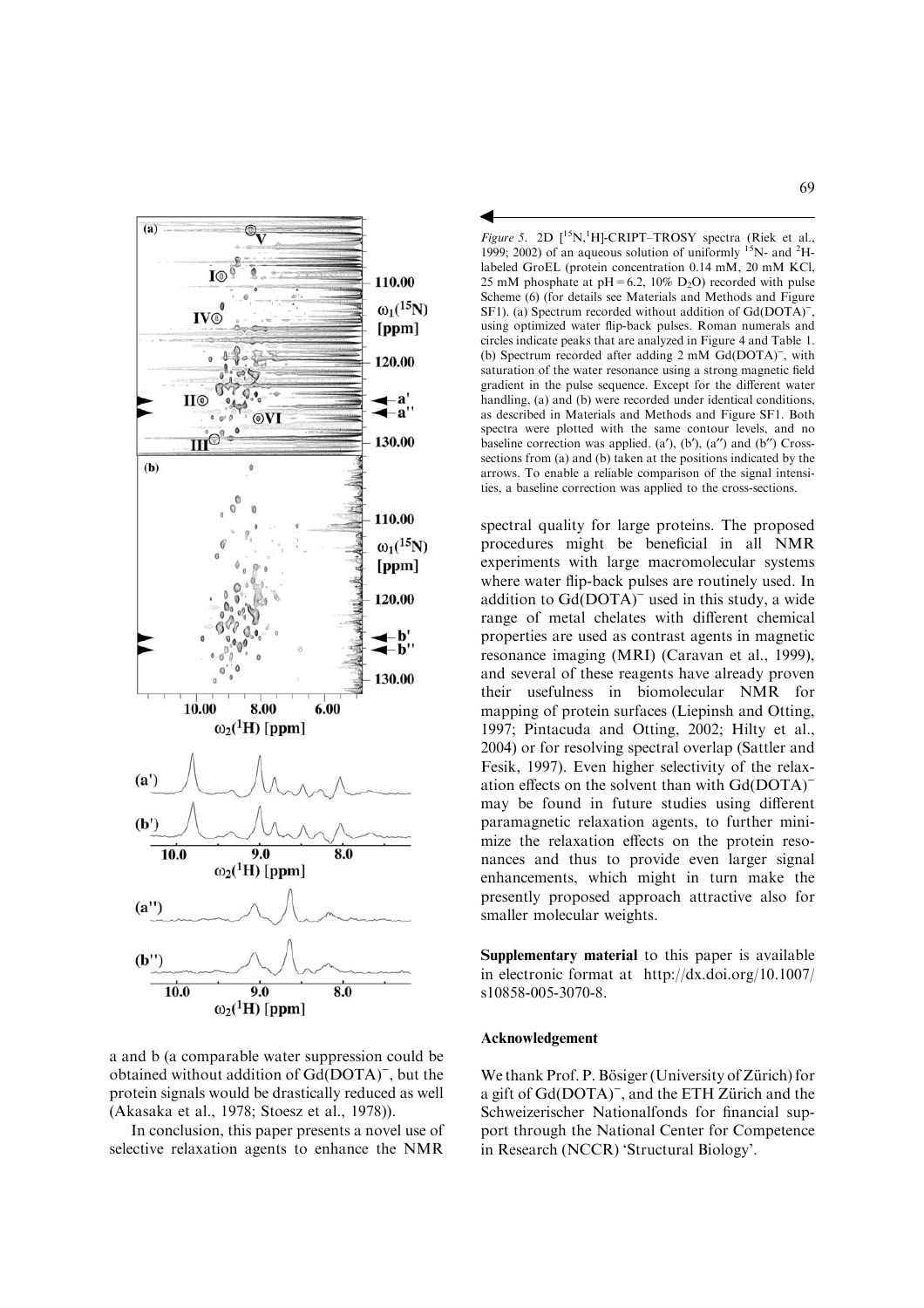a and b (a comparable water suppression could be obtained without addition of Gd(DOTA)$^-$, but the protein signals would be drastically reduced as well (Akasaka et al., 1978; Stoesz et al., 1978)).

In conclusion, this paper presents a novel use of selective relaxation agents to enhance the NMR spectral quality for large proteins. The proposed procedures might be beneficial in all NMR experiments with large macromolecular systems where water flip-back pulses are routinely used. In addition to Gd(DOTA)$^-$ used in this study, a wide range of metal chelates with different chemical properties are used as contrast agents in magnetic resonance imaging (MRI) (Caravan et al., 1999), and several of these reagents have already proven their usefulness in biomolecular NMR for mapping of protein surfaces (Liepinsh and Otting, 1997; Pintacuda and Otting, 2002; Hilty et al., 2004) or for resolving spectral overlap (Sattler and Fesik, 1997). Even higher selectivity of the relaxation effects on the solvent than with Gd(DOTA)$^-$ may be found in future studies using different paramagnetic relaxation agents, to further minimize the relaxation effects on the protein resonances and thus to provide even larger signal enhancements, which might in turn make the presently proposed approach attractive also for smaller molecular weights.

*Figure 5.* 2D [$^{15}$N,$^1$H]-CRIPT–TROSY spectra (Riek et al., 1999; 2002) of an aqueous solution of uniformly $^{15}$N- and $^2$H-labeled GroEL (protein concentration 0.14 mM, 20 mM KCl, 25 mM phosphate at pH = 6.2, 10% $D_2O$) recorded with pulse Scheme (6) (for details see Materials and Methods and Figure SF1). (a) Spectrum recorded without addition of Gd(DOTA)$^-$, using optimized water flip-back pulses. Roman numerals and circles indicate peaks that are analyzed in Figure 4 and Table 1. (b) Spectrum recorded after adding 2 mM Gd(DOTA)$^-$, with saturation of the water resonance using a strong magnetic field gradient in the pulse sequence. Except for the different water handling, (a) and (b) were recorded under identical conditions, as described in Materials and Methods and Figure SF1. Both spectra were plotted with the same contour levels, and no baseline correction was applied. (a′), (b′), (a″) and (b″) Cross-sections from (a) and (b) taken at the positions indicated by the arrows. To enable a reliable comparison of the signal intensities, a baseline correction was applied to the cross-sections.

**Supplementary material** to this paper is available in electronic format at http://dx.doi.org/10.1007/s10858-005-3070-8.

## Acknowledgement

We thank Prof. P. Bösiger (University of Zürich) for a gift of Gd(DOTA)$^-$, and the ETH Zürich and the Schweizerischer Nationalfonds for financial support through the National Center for Competence in Research (NCCR) 'Structural Biology'.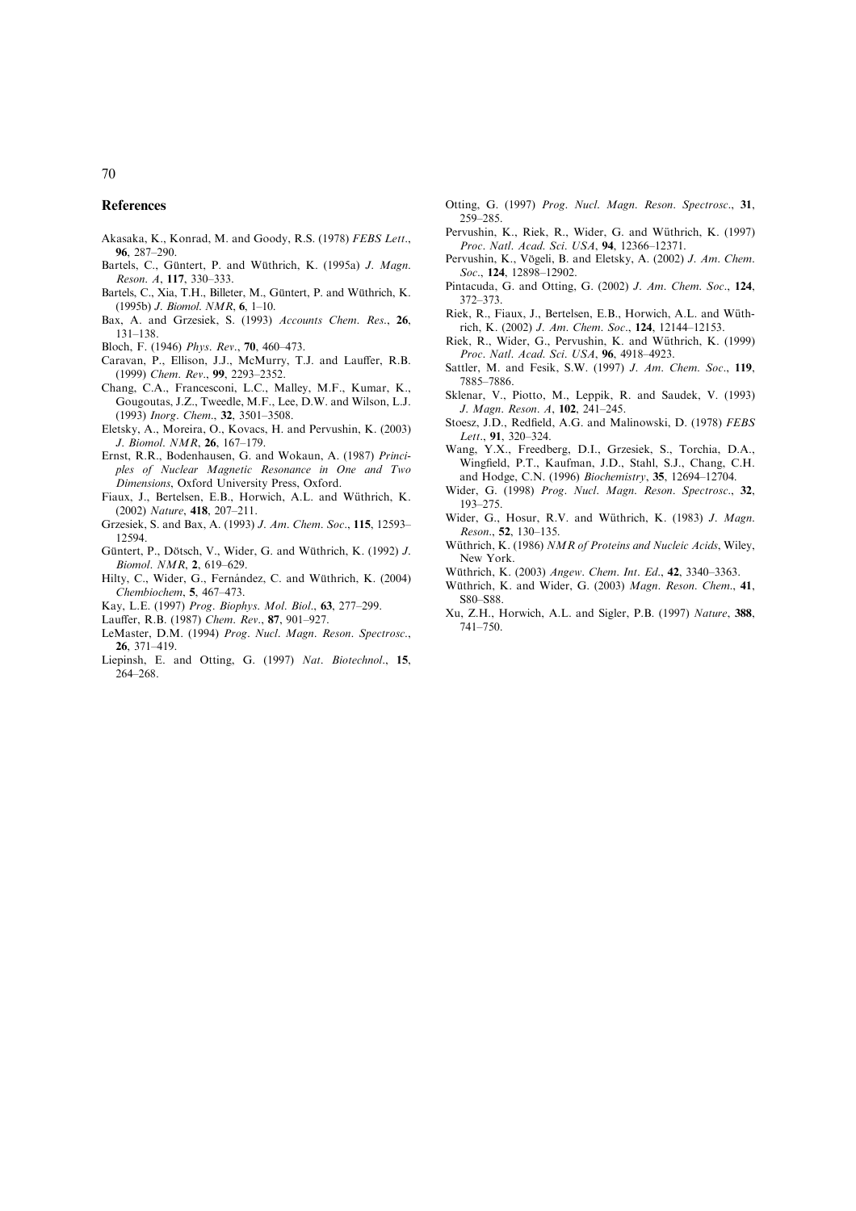## References

Akasaka, K., Konrad, M. and Goody, R.S. (1978) *FEBS Lett*., **96**, 287–290.

Bartels, C., Güntert, P. and Wüthrich, K. (1995a) *J. Magn. Reson. A*, **117**, 330–333.

Bartels, C., Xia, T.H., Billeter, M., Güntert, P. and Wüthrich, K. (1995b) *J. Biomol. NMR*, **6**, 1–10.

Bax, A. and Grzesiek, S. (1993) *Accounts Chem. Res*., **26**, 131–138.

Bloch, F. (1946) *Phys. Rev*., **70**, 460–473.

Caravan, P., Ellison, J.J., McMurry, T.J. and Lauffer, R.B. (1999) *Chem. Rev*., **99**, 2293–2352.

Chang, C.A., Francesconi, L.C., Malley, M.F., Kumar, K., Gougoutas, J.Z., Tweedle, M.F., Lee, D.W. and Wilson, L.J. (1993) *Inorg. Chem*., **32**, 3501–3508.

Eletsky, A., Moreira, O., Kovacs, H. and Pervushin, K. (2003) *J. Biomol. NMR*, **26**, 167–179.

Ernst, R.R., Bodenhausen, G. and Wokaun, A. (1987) *Principles of Nuclear Magnetic Resonance in One and Two Dimensions*, Oxford University Press, Oxford.

Fiaux, J., Bertelsen, E.B., Horwich, A.L. and Wüthrich, K. (2002) *Nature*, **418**, 207–211.

Grzesiek, S. and Bax, A. (1993) *J. Am. Chem. Soc*., **115**, 12593–12594.

Güntert, P., Dötsch, V., Wider, G. and Wüthrich, K. (1992) *J. Biomol. NMR*, **2**, 619–629.

Hilty, C., Wider, G., Fernández, C. and Wüthrich, K. (2004) *Chembiochem*, **5**, 467–473.

Kay, L.E. (1997) *Prog. Biophys. Mol. Biol*., **63**, 277–299.

Lauffer, R.B. (1987) *Chem. Rev*., **87**, 901–927.

LeMaster, D.M. (1994) *Prog. Nucl. Magn. Reson. Spectrosc*., **26**, 371–419.

Liepinsh, E. and Otting, G. (1997) *Nat. Biotechnol*., **15**, 264–268.

Otting, G. (1997) *Prog. Nucl. Magn. Reson. Spectrosc*., **31**, 259–285.

Pervushin, K., Riek, R., Wider, G. and Wüthrich, K. (1997) *Proc. Natl. Acad. Sci. USA*, **94**, 12366–12371.

Pervushin, K., Vögeli, B. and Eletsky, A. (2002) *J. Am. Chem. Soc*., **124**, 12898–12902.

Pintacuda, G. and Otting, G. (2002) *J. Am. Chem. Soc*., **124**, 372–373.

Riek, R., Fiaux, J., Bertelsen, E.B., Horwich, A.L. and Wüthrich, K. (2002) *J. Am. Chem. Soc*., **124**, 12144–12153.

Riek, R., Wider, G., Pervushin, K. and Wüthrich, K. (1999) *Proc. Natl. Acad. Sci. USA*, **96**, 4918–4923.

Sattler, M. and Fesik, S.W. (1997) *J. Am. Chem. Soc*., **119**, 7885–7886.

Sklenar, V., Piotto, M., Leppik, R. and Saudek, V. (1993) *J. Magn. Reson. A*, **102**, 241–245.

Stoesz, J.D., Redfield, A.G. and Malinowski, D. (1978) *FEBS Lett*., **91**, 320–324.

Wang, Y.X., Freedberg, D.I., Grzesiek, S., Torchia, D.A., Wingfield, P.T., Kaufman, J.D., Stahl, S.J., Chang, C.H. and Hodge, C.N. (1996) *Biochemistry*, **35**, 12694–12704.

Wider, G. (1998) *Prog. Nucl. Magn. Reson. Spectrosc*., **32**, 193–275.

Wider, G., Hosur, R.V. and Wüthrich, K. (1983) *J. Magn. Reson*., **52**, 130–135.

Wüthrich, K. (1986) *NMR of Proteins and Nucleic Acids*, Wiley, New York.

Wüthrich, K. (2003) *Angew. Chem. Int. Ed*., **42**, 3340–3363.

Wüthrich, K. and Wider, G. (2003) *Magn. Reson. Chem*., **41**, S80–S88.

Xu, Z.H., Horwich, A.L. and Sigler, P.B. (1997) *Nature*, **388**, 741–750.